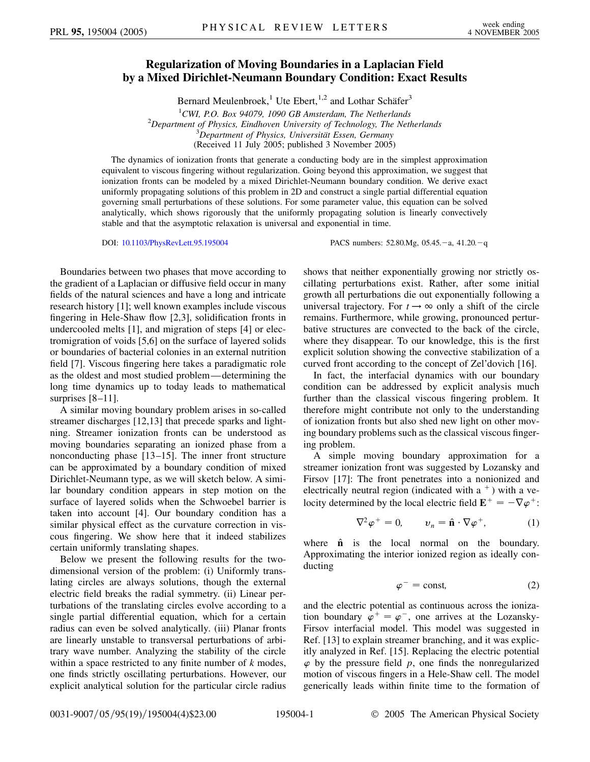# Regularization of Moving Boundaries in a Laplacian Field by a Mixed Dirichlet-Neumann Boundary Condition: Exact Results

Bernard Meulenbroek,[1] Ute Ebert,[1,2] and Lothar Schäfer[3]

[1]*CWI, P.O. Box 94079, 1090 GB Amsterdam, The Netherlands*
[2]*Department of Physics, Eindhoven University of Technology, The Netherlands*
[3]*Department of Physics, Universität Essen, Germany*
(Received 11 July 2005; published 3 November 2005)

The dynamics of ionization fronts that generate a conducting body are in the simplest approximation equivalent to viscous fingering without regularization. Going beyond this approximation, we suggest that ionization fronts can be modeled by a mixed Dirichlet-Neumann boundary condition. We derive exact uniformly propagating solutions of this problem in 2D and construct a single partial differential equation governing small perturbations of these solutions. For some parameter value, this equation can be solved analytically, which shows rigorously that the uniformly propagating solution is linearly convectively stable and that the asymptotic relaxation is universal and exponential in time.

DOI: 10.1103/PhysRevLett.95.195004 PACS numbers: 52.80.Mg, 05.45.−a, 41.20.−q

Boundaries between two phases that move according to the gradient of a Laplacian or diffusive field occur in many fields of the natural sciences and have a long and intricate research history [1]; well known examples include viscous fingering in Hele-Shaw flow [2,3], solidification fronts in undercooled melts [1], and migration of steps [4] or electromigration of voids [5,6] on the surface of layered solids or boundaries of bacterial colonies in an external nutrition field [7]. Viscous fingering here takes a paradigmatic role as the oldest and most studied problem—determining the long time dynamics up to today leads to mathematical surprises [8–11].

A similar moving boundary problem arises in so-called streamer discharges [12,13] that precede sparks and lightning. Streamer ionization fronts can be understood as moving boundaries separating an ionized phase from a nonconducting phase [13–15]. The inner front structure can be approximated by a boundary condition of mixed Dirichlet-Neumann type, as we will sketch below. A similar boundary condition appears in step motion on the surface of layered solids when the Schwoebel barrier is taken into account [4]. Our boundary condition has a similar physical effect as the curvature correction in viscous fingering. We show here that it indeed stabilizes certain uniformly translating shapes.

Below we present the following results for the two-dimensional version of the problem: (i) Uniformly translating circles are always solutions, though the external electric field breaks the radial symmetry. (ii) Linear perturbations of the translating circles evolve according to a single partial differential equation, which for a certain radius can even be solved analytically. (iii) Planar fronts are linearly unstable to transversal perturbations of arbitrary wave number. Analyzing the stability of the circle within a space restricted to any finite number of $k$ modes, one finds strictly oscillating perturbations. However, our explicit analytical solution for the particular circle radius shows that neither exponentially growing nor strictly oscillating perturbations exist. Rather, after some initial growth all perturbations die out exponentially following a universal trajectory. For $t \to \infty$ only a shift of the circle remains. Furthermore, while growing, pronounced perturbative structures are convected to the back of the circle, where they disappear. To our knowledge, this is the first explicit solution showing the convective stabilization of a curved front according to the concept of Zel'dovich [16].

In fact, the interfacial dynamics with our boundary condition can be addressed by explicit analysis much further than the classical viscous fingering problem. It therefore might contribute not only to the understanding of ionization fronts but also shed new light on other moving boundary problems such as the classical viscous fingering problem.

A simple moving boundary approximation for a streamer ionization front was suggested by Lozansky and Firsov [17]: The front penetrates into a nonionized and electrically neutral region (indicated with a $^+$) with a velocity determined by the local electric field $\mathbf{E}^+ = -\nabla\varphi^+$:

$$\nabla^2\varphi^+ = 0, \qquad v_n = \hat{\mathbf{n}} \cdot \nabla\varphi^+, \tag{1}$$

where $\hat{\mathbf{n}}$ is the local normal on the boundary. Approximating the interior ionized region as ideally conducting

$$\varphi^- = \text{const}, \tag{2}$$

and the electric potential as continuous across the ionization boundary $\varphi^+ = \varphi^-$, one arrives at the Lozansky-Firsov interfacial model. This model was suggested in Ref. [13] to explain streamer branching, and it was explicitly analyzed in Ref. [15]. Replacing the electric potential $\varphi$ by the pressure field $p$, one finds the nonregularized motion of viscous fingers in a Hele-Shaw cell. The model generically leads within finite time to the formation of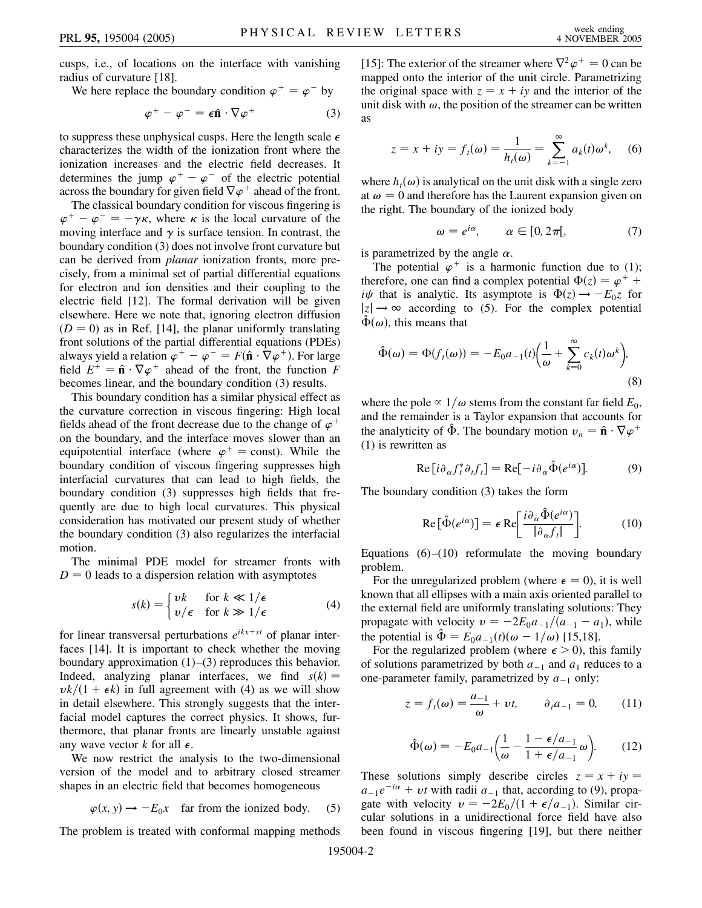cusps, i.e., of locations on the interface with vanishing radius of curvature [18].

We here replace the boundary condition $\varphi^+ = \varphi^-$ by

$$\varphi^+ - \varphi^- = \epsilon \hat{\mathbf{n}} \cdot \nabla \varphi^+ \tag{3}$$

to suppress these unphysical cusps. Here the length scale $\epsilon$ characterizes the width of the ionization front where the ionization increases and the electric field decreases. It determines the jump $\varphi^+ - \varphi^-$ of the electric potential across the boundary for given field $\nabla\varphi^+$ ahead of the front.

The classical boundary condition for viscous fingering is $\varphi^+ - \varphi^- = -\gamma\kappa$, where $\kappa$ is the local curvature of the moving interface and $\gamma$ is surface tension. In contrast, the boundary condition (3) does not involve front curvature but can be derived from *planar* ionization fronts, more precisely, from a minimal set of partial differential equations for electron and ion densities and their coupling to the electric field [12]. The formal derivation will be given elsewhere. Here we note that, ignoring electron diffusion ($D = 0$) as in Ref. [14], the planar uniformly translating front solutions of the partial differential equations (PDEs) always yield a relation $\varphi^+ - \varphi^- = F(\hat{\mathbf{n}} \cdot \nabla\varphi^+)$. For large field $E^+ = \hat{\mathbf{n}} \cdot \nabla\varphi^+$ ahead of the front, the function $F$ becomes linear, and the boundary condition (3) results.

This boundary condition has a similar physical effect as the curvature correction in viscous fingering: High local fields ahead of the front decrease due to the change of $\varphi^+$ on the boundary, and the interface moves slower than an equipotential interface (where $\varphi^+ = \text{const}$). While the boundary condition of viscous fingering suppresses high interfacial curvatures that can lead to high fields, the boundary condition (3) suppresses high fields that frequently are due to high local curvatures. This physical consideration has motivated our present study of whether the boundary condition (3) also regularizes the interfacial motion.

The minimal PDE model for streamer fronts with $D = 0$ leads to a dispersion relation with asymptotes

$$s(k) = \begin{cases} vk & \text{for } k \ll 1/\epsilon \\ v/\epsilon & \text{for } k \gg 1/\epsilon \end{cases} \tag{4}$$

for linear transversal perturbations $e^{ikx+st}$ of planar interfaces [14]. It is important to check whether the moving boundary approximation (1)–(3) reproduces this behavior. Indeed, analyzing planar interfaces, we find $s(k) = vk/(1 + \epsilon k)$ in full agreement with (4) as we will show in detail elsewhere. This strongly suggests that the interfacial model captures the correct physics. It shows, furthermore, that planar fronts are linearly unstable against any wave vector $k$ for all $\epsilon$.

We now restrict the analysis to the two-dimensional version of the model and to arbitrary closed streamer shapes in an electric field that becomes homogeneous

$$\varphi(x, y) \rightarrow -E_0 x \quad \text{far from the ionized body.} \tag{5}$$

The problem is treated with conformal mapping methods [15]: The exterior of the streamer where $\nabla^2\varphi^+ = 0$ can be mapped onto the interior of the unit circle. Parametrizing the original space with $z = x + iy$ and the interior of the unit disk with $\omega$, the position of the streamer can be written as

$$z = x + iy = f_t(\omega) = \frac{1}{h_t(\omega)} = \sum_{k=-1}^{\infty} a_k(t)\omega^k, \tag{6}$$

where $h_t(\omega)$ is analytical on the unit disk with a single zero at $\omega = 0$ and therefore has the Laurent expansion given on the right. The boundary of the ionized body

$$\omega = e^{i\alpha}, \qquad \alpha \in [0, 2\pi[, \tag{7}$$

is parametrized by the angle $\alpha$.

The potential $\varphi^+$ is a harmonic function due to (1); therefore, one can find a complex potential $\Phi(z) = \varphi^+ + i\psi$ that is analytic. Its asymptote is $\Phi(z) \rightarrow -E_0 z$ for $|z| \rightarrow \infty$ according to (5). For the complex potential $\hat{\Phi}(\omega)$, this means that

$$\hat{\Phi}(\omega) = \Phi(f_t(\omega)) = -E_0 a_{-1}(t)\left(\frac{1}{\omega} + \sum_{k=0}^{\infty} c_k(t)\omega^k\right), \tag{8}$$

where the pole $\propto 1/\omega$ stems from the constant far field $E_0$, and the remainder is a Taylor expansion that accounts for the analyticity of $\hat{\Phi}$. The boundary motion $v_n = \hat{\mathbf{n}} \cdot \nabla\varphi^+$ (1) is rewritten as

$$\mathrm{Re}\left[i\partial_\alpha f_t^* \partial_t f_t\right] = \mathrm{Re}\left[-i\partial_\alpha \hat{\Phi}(e^{i\alpha})\right]. \tag{9}$$

The boundary condition (3) takes the form

$$\mathrm{Re}\left[\hat{\Phi}(e^{i\alpha})\right] = \epsilon\, \mathrm{Re}\left[\frac{i\partial_\alpha \hat{\Phi}(e^{i\alpha})}{|\partial_\alpha f_t|}\right]. \tag{10}$$

Equations (6)–(10) reformulate the moving boundary problem.

For the unregularized problem (where $\epsilon = 0$), it is well known that all ellipses with a main axis oriented parallel to the external field are uniformly translating solutions: They propagate with velocity $v = -2E_0 a_{-1}/(a_{-1} - a_1)$, while the potential is $\hat{\Phi} = E_0 a_{-1}(t)(\omega - 1/\omega)$ [15,18].

For the regularized problem (where $\epsilon > 0$), this family of solutions parametrized by both $a_{-1}$ and $a_1$ reduces to a one-parameter family, parametrized by $a_{-1}$ only:

$$z = f_t(\omega) = \frac{a_{-1}}{\omega} + vt, \qquad \partial_t a_{-1} = 0, \tag{11}$$

$$\hat{\Phi}(\omega) = -E_0 a_{-1}\left(\frac{1}{\omega} - \frac{1 - \epsilon/a_{-1}}{1 + \epsilon/a_{-1}}\omega\right). \tag{12}$$

These solutions simply describe circles $z = x + iy = a_{-1}e^{-i\alpha} + vt$ with radii $a_{-1}$ that, according to (9), propagate with velocity $v = -2E_0/(1 + \epsilon/a_{-1})$. Similar circular solutions in a unidirectional force field have also been found in viscous fingering [19], but there neither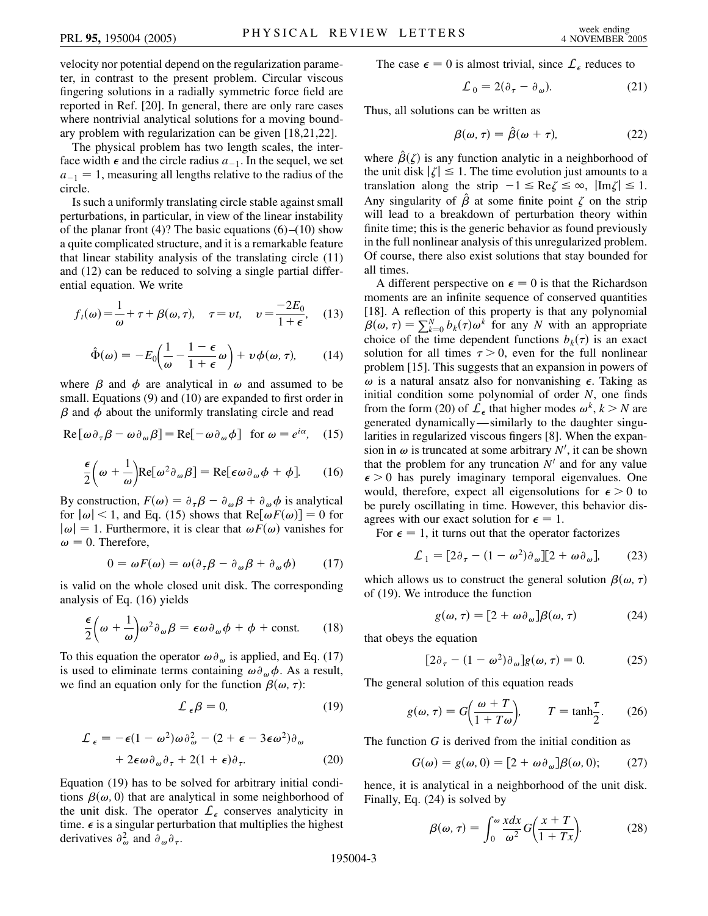velocity nor potential depend on the regularization parameter, in contrast to the present problem. Circular viscous fingering solutions in a radially symmetric force field are reported in Ref. [20]. In general, there are only rare cases where nontrivial analytical solutions for a moving boundary problem with regularization can be given [18,21,22].

The physical problem has two length scales, the interface width $\epsilon$ and the circle radius $a_{-1}$. In the sequel, we set $a_{-1} = 1$, measuring all lengths relative to the radius of the circle.

Is such a uniformly translating circle stable against small perturbations, in particular, in view of the linear instability of the planar front (4)? The basic equations (6)–(10) show a quite complicated structure, and it is a remarkable feature that linear stability analysis of the translating circle (11) and (12) can be reduced to solving a single partial differential equation. We write

$$f_t(\omega) = \frac{1}{\omega} + \tau + \beta(\omega, \tau), \quad \tau = vt, \quad v = \frac{-2E_0}{1+\epsilon}, \quad (13)$$

$$\hat{\Phi}(\omega) = -E_0\left(\frac{1}{\omega} - \frac{1-\epsilon}{1+\epsilon}\omega\right) + v\phi(\omega, \tau), \quad (14)$$

where $\beta$ and $\phi$ are analytical in $\omega$ and assumed to be small. Equations (9) and (10) are expanded to first order in $\beta$ and $\phi$ about the uniformly translating circle and read

$$\mathrm{Re}[\omega \partial_\tau \beta - \omega \partial_\omega \beta] = \mathrm{Re}[-\omega \partial_\omega \phi] \quad \text{for } \omega = e^{i\alpha}, \quad (15)$$

$$\frac{\epsilon}{2}\left(\omega + \frac{1}{\omega}\right)\mathrm{Re}[\omega^2 \partial_\omega \beta] = \mathrm{Re}[\epsilon \omega \partial_\omega \phi + \phi]. \quad (16)$$

By construction, $F(\omega) = \partial_\tau \beta - \partial_\omega \beta + \partial_\omega \phi$ is analytical for $|\omega| < 1$, and Eq. (15) shows that $\mathrm{Re}[\omega F(\omega)] = 0$ for $|\omega| = 1$. Furthermore, it is clear that $\omega F(\omega)$ vanishes for $\omega = 0$. Therefore,

$$0 = \omega F(\omega) = \omega(\partial_\tau \beta - \partial_\omega \beta + \partial_\omega \phi) \quad (17)$$

is valid on the whole closed unit disk. The corresponding analysis of Eq. (16) yields

$$\frac{\epsilon}{2}\left(\omega + \frac{1}{\omega}\right)\omega^2 \partial_\omega \beta = \epsilon \omega \partial_\omega \phi + \phi + \text{const.} \quad (18)$$

To this equation the operator $\omega \partial_\omega$ is applied, and Eq. (17) is used to eliminate terms containing $\omega \partial_\omega \phi$. As a result, we find an equation only for the function $\beta(\omega, \tau)$:

$$\mathcal{L}_\epsilon \beta = 0, \quad (19)$$

$$\mathcal{L}_\epsilon = -\epsilon(1-\omega^2)\omega \partial_\omega^2 - (2 + \epsilon - 3\epsilon\omega^2)\partial_\omega + 2\epsilon\omega\partial_\omega\partial_\tau + 2(1+\epsilon)\partial_\tau. \quad (20)$$

Equation (19) has to be solved for arbitrary initial conditions $\beta(\omega, 0)$ that are analytical in some neighborhood of the unit disk. The operator $\mathcal{L}_\epsilon$ conserves analyticity in time. $\epsilon$ is a singular perturbation that multiplies the highest derivatives $\partial_\omega^2$ and $\partial_\omega \partial_\tau$.

The case $\epsilon = 0$ is almost trivial, since $\mathcal{L}_\epsilon$ reduces to

$$\mathcal{L}_0 = 2(\partial_\tau - \partial_\omega). \quad (21)$$

Thus, all solutions can be written as

$$\beta(\omega, \tau) = \hat{\beta}(\omega + \tau), \quad (22)$$

where $\hat{\beta}(\zeta)$ is any function analytic in a neighborhood of the unit disk $|\zeta| \leq 1$. The time evolution just amounts to a translation along the strip $-1 \leq \mathrm{Re}\zeta \leq \infty$, $|\mathrm{Im}\zeta| \leq 1$. Any singularity of $\hat{\beta}$ at some finite point $\zeta$ on the strip will lead to a breakdown of perturbation theory within finite time; this is the generic behavior as found previously in the full nonlinear analysis of this unregularized problem. Of course, there also exist solutions that stay bounded for all times.

A different perspective on $\epsilon = 0$ is that the Richardson moments are an infinite sequence of conserved quantities [18]. A reflection of this property is that any polynomial $\beta(\omega, \tau) = \sum_{k=0}^{N} b_k(\tau)\omega^k$ for any $N$ with an appropriate choice of the time dependent functions $b_k(\tau)$ is an exact solution for all times $\tau > 0$, even for the full nonlinear problem [15]. This suggests that an expansion in powers of $\omega$ is a natural ansatz also for nonvanishing $\epsilon$. Taking as initial condition some polynomial of order $N$, one finds from the form (20) of $\mathcal{L}_\epsilon$ that higher modes $\omega^k$, $k > N$ are generated dynamically—similarly to the daughter singularities in regularized viscous fingers [8]. When the expansion in $\omega$ is truncated at some arbitrary $N'$, it can be shown that the problem for any truncation $N'$ and for any value $\epsilon > 0$ has purely imaginary temporal eigenvalues. One would, therefore, expect all eigensolutions for $\epsilon > 0$ to be purely oscillating in time. However, this behavior disagrees with our exact solution for $\epsilon = 1$.

For $\epsilon = 1$, it turns out that the operator factorizes

$$\mathcal{L}_1 = [2\partial_\tau - (1-\omega^2)\partial_\omega][2 + \omega\partial_\omega], \quad (23)$$

which allows us to construct the general solution $\beta(\omega, \tau)$ of (19). We introduce the function

$$g(\omega, \tau) = [2 + \omega\partial_\omega]\beta(\omega, \tau) \quad (24)$$

that obeys the equation

$$[2\partial_\tau - (1-\omega^2)\partial_\omega]g(\omega, \tau) = 0. \quad (25)$$

The general solution of this equation reads

$$g(\omega, \tau) = G\left(\frac{\omega + T}{1 + T\omega}\right), \qquad T = \tanh\frac{\tau}{2}. \quad (26)$$

The function $G$ is derived from the initial condition as

$$G(\omega) = g(\omega, 0) = [2 + \omega\partial_\omega]\beta(\omega, 0); \quad (27)$$

hence, it is analytical in a neighborhood of the unit disk. Finally, Eq. (24) is solved by

$$\beta(\omega, \tau) = \int_0^\omega \frac{x dx}{\omega^2} G\left(\frac{x + T}{1 + Tx}\right). \quad (28)$$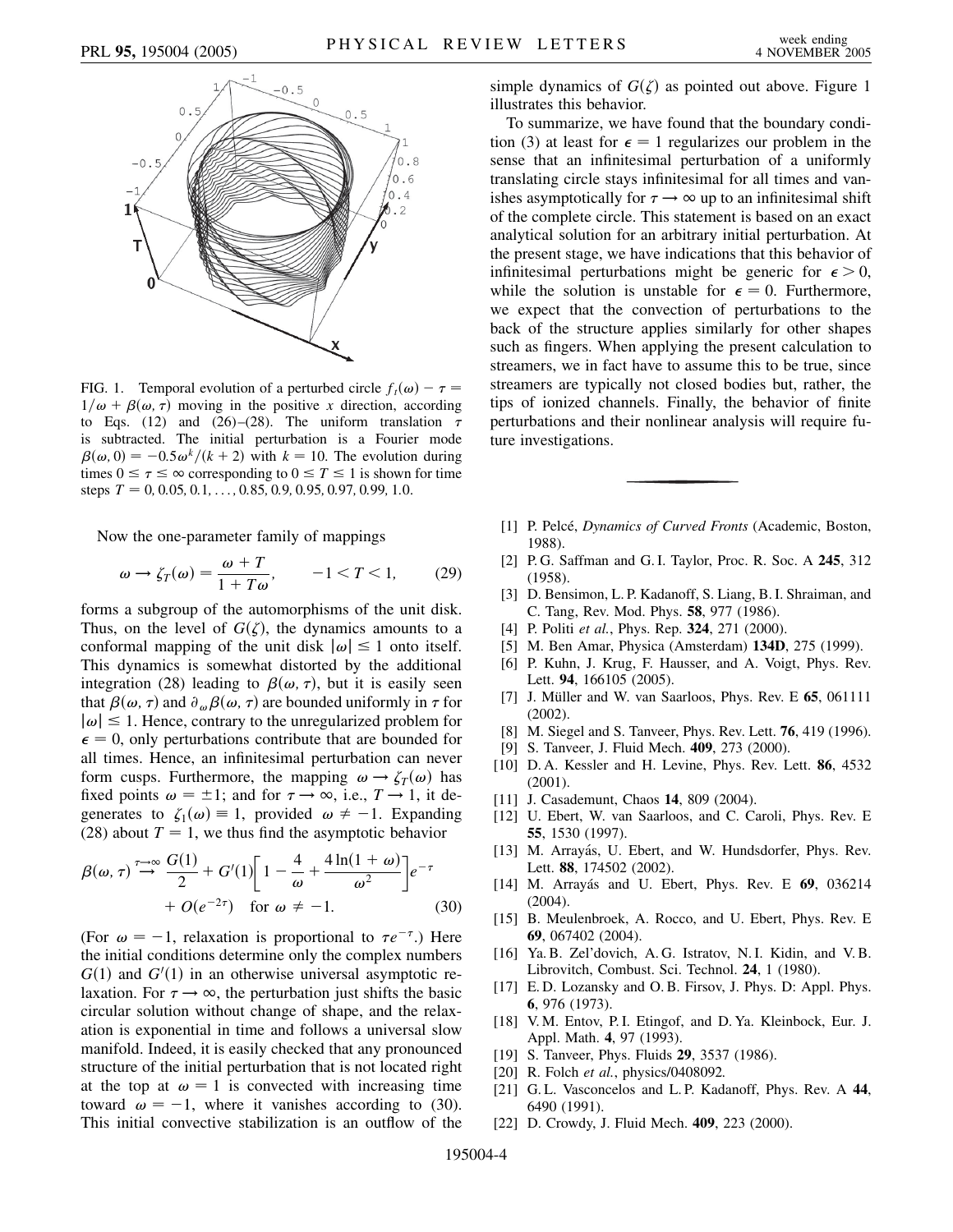-1
1
-0.5
0
0.5
0.5
1
0
-0.5
0.8
0.6
-1
0.4
0.2
1
0
T
y
0
x

FIG. 1. Temporal evolution of a perturbed circle $f_t(\omega) - \tau = 1/\omega + \beta(\omega, \tau)$ moving in the positive $x$ direction, according to Eqs. (12) and (26)–(28). The uniform translation $\tau$ is subtracted. The initial perturbation is a Fourier mode $\beta(\omega, 0) = -0.5\omega^k/(k+2)$ with $k = 10$. The evolution during times $0 \le \tau \le \infty$ corresponding to $0 \le T \le 1$ is shown for time steps $T = 0, 0.05, 0.1, \ldots, 0.85, 0.9, 0.95, 0.97, 0.99, 1.0$.

Now the one-parameter family of mappings

$$\omega \rightarrow \zeta_T(\omega) = \frac{\omega + T}{1 + T\omega}, \qquad -1 < T < 1, \tag{29}$$

forms a subgroup of the automorphisms of the unit disk. Thus, on the level of $G(\zeta)$, the dynamics amounts to a conformal mapping of the unit disk $|\omega| \le 1$ onto itself. This dynamics is somewhat distorted by the additional integration (28) leading to $\beta(\omega, \tau)$, but it is easily seen that $\beta(\omega, \tau)$ and $\partial_\omega \beta(\omega, \tau)$ are bounded uniformly in $\tau$ for $|\omega| \le 1$. Hence, contrary to the unregularized problem for $\epsilon = 0$, only perturbations contribute that are bounded for all times. Hence, an infinitesimal perturbation can never form cusps. Furthermore, the mapping $\omega \rightarrow \zeta_T(\omega)$ has fixed points $\omega = \pm 1$; and for $\tau \rightarrow \infty$, i.e., $T \rightarrow 1$, it degenerates to $\zeta_1(\omega) \equiv 1$, provided $\omega \neq -1$. Expanding (28) about $T = 1$, we thus find the asymptotic behavior

$$\beta(\omega, \tau) \overset{\tau\rightarrow\infty}{\longrightarrow} \frac{G(1)}{2} + G'(1)\left[1 - \frac{4}{\omega} + \frac{4\ln(1+\omega)}{\omega^2}\right]e^{-\tau} + O(e^{-2\tau}) \quad \text{for } \omega \neq -1. \tag{30}$$

(For $\omega = -1$, relaxation is proportional to $\tau e^{-\tau}$.) Here the initial conditions determine only the complex numbers $G(1)$ and $G'(1)$ in an otherwise universal asymptotic relaxation. For $\tau \rightarrow \infty$, the perturbation just shifts the basic circular solution without change of shape, and the relaxation is exponential in time and follows a universal slow manifold. Indeed, it is easily checked that any pronounced structure of the initial perturbation that is not located right at the top at $\omega = 1$ is convected with increasing time toward $\omega = -1$, where it vanishes according to (30). This initial convective stabilization is an outflow of the simple dynamics of $G(\zeta)$ as pointed out above. Figure 1 illustrates this behavior.

To summarize, we have found that the boundary condition (3) at least for $\epsilon = 1$ regularizes our problem in the sense that an infinitesimal perturbation of a uniformly translating circle stays infinitesimal for all times and vanishes asymptotically for $\tau \rightarrow \infty$ up to an infinitesimal shift of the complete circle. This statement is based on an exact analytical solution for an arbitrary initial perturbation. At the present stage, we have indications that this behavior of infinitesimal perturbations might be generic for $\epsilon > 0$, while the solution is unstable for $\epsilon = 0$. Furthermore, we expect that the convection of perturbations to the back of the structure applies similarly for other shapes such as fingers. When applying the present calculation to streamers, we in fact have to assume this to be true, since streamers are typically not closed bodies but, rather, the tips of ionized channels. Finally, the behavior of finite perturbations and their nonlinear analysis will require future investigations.

---

[1] P. Pelcé, *Dynamics of Curved Fronts* (Academic, Boston, 1988).
[2] P. G. Saffman and G. I. Taylor, Proc. R. Soc. A **245**, 312 (1958).
[3] D. Bensimon, L. P. Kadanoff, S. Liang, B. I. Shraiman, and C. Tang, Rev. Mod. Phys. **58**, 977 (1986).
[4] P. Politi *et al.*, Phys. Rep. **324**, 271 (2000).
[5] M. Ben Amar, Physica (Amsterdam) **134D**, 275 (1999).
[6] P. Kuhn, J. Krug, F. Hausser, and A. Voigt, Phys. Rev. Lett. **94**, 166105 (2005).
[7] J. Müller and W. van Saarloos, Phys. Rev. E **65**, 061111 (2002).
[8] M. Siegel and S. Tanveer, Phys. Rev. Lett. **76**, 419 (1996).
[9] S. Tanveer, J. Fluid Mech. **409**, 273 (2000).
[10] D. A. Kessler and H. Levine, Phys. Rev. Lett. **86**, 4532 (2001).
[11] J. Casademunt, Chaos **14**, 809 (2004).
[12] U. Ebert, W. van Saarloos, and C. Caroli, Phys. Rev. E **55**, 1530 (1997).
[13] M. Arrayás, U. Ebert, and W. Hundsdorfer, Phys. Rev. Lett. **88**, 174502 (2002).
[14] M. Arrayás and U. Ebert, Phys. Rev. E **69**, 036214 (2004).
[15] B. Meulenbroek, A. Rocco, and U. Ebert, Phys. Rev. E **69**, 067402 (2004).
[16] Ya. B. Zel'dovich, A. G. Istratov, N. I. Kidin, and V. B. Librovitch, Combust. Sci. Technol. **24**, 1 (1980).
[17] E. D. Lozansky and O. B. Firsov, J. Phys. D: Appl. Phys. **6**, 976 (1973).
[18] V. M. Entov, P. I. Etingof, and D. Ya. Kleinbock, Eur. J. Appl. Math. **4**, 97 (1993).
[19] S. Tanveer, Phys. Fluids **29**, 3537 (1986).
[20] R. Folch *et al.*, physics/0408092.
[21] G. L. Vasconcelos and L. P. Kadanoff, Phys. Rev. A **44**, 6490 (1991).
[22] D. Crowdy, J. Fluid Mech. **409**, 223 (2000).